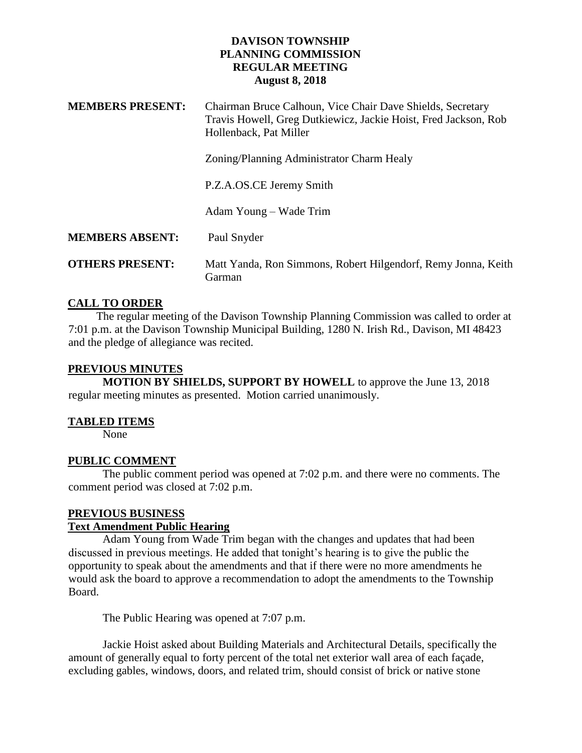# DAVISON TOWNSHIP
# PLANNING COMMISSION
# REGULAR MEETING
**August 8, 2018**

**MEMBERS PRESENT:** Chairman Bruce Calhoun, Vice Chair Dave Shields, Secretary Travis Howell, Greg Dutkiewicz, Jackie Hoist, Fred Jackson, Rob Hollenback, Pat Miller

Zoning/Planning Administrator Charm Healy

P.Z.A.OS.CE Jeremy Smith

Adam Young – Wade Trim

**MEMBERS ABSENT:** Paul Snyder

**OTHERS PRESENT:** Matt Yanda, Ron Simmons, Robert Hilgendorf, Remy Jonna, Keith Garman

## CALL TO ORDER

The regular meeting of the Davison Township Planning Commission was called to order at 7:01 p.m. at the Davison Township Municipal Building, 1280 N. Irish Rd., Davison, MI 48423 and the pledge of allegiance was recited.

## PREVIOUS MINUTES

**MOTION BY SHIELDS, SUPPORT BY HOWELL** to approve the June 13, 2018 regular meeting minutes as presented. Motion carried unanimously.

## TABLED ITEMS

None

## PUBLIC COMMENT

The public comment period was opened at 7:02 p.m. and there were no comments. The comment period was closed at 7:02 p.m.

## PREVIOUS BUSINESS

### Text Amendment Public Hearing

Adam Young from Wade Trim began with the changes and updates that had been discussed in previous meetings. He added that tonight's hearing is to give the public the opportunity to speak about the amendments and that if there were no more amendments he would ask the board to approve a recommendation to adopt the amendments to the Township Board.

The Public Hearing was opened at 7:07 p.m.

Jackie Hoist asked about Building Materials and Architectural Details, specifically the amount of generally equal to forty percent of the total net exterior wall area of each façade, excluding gables, windows, doors, and related trim, should consist of brick or native stone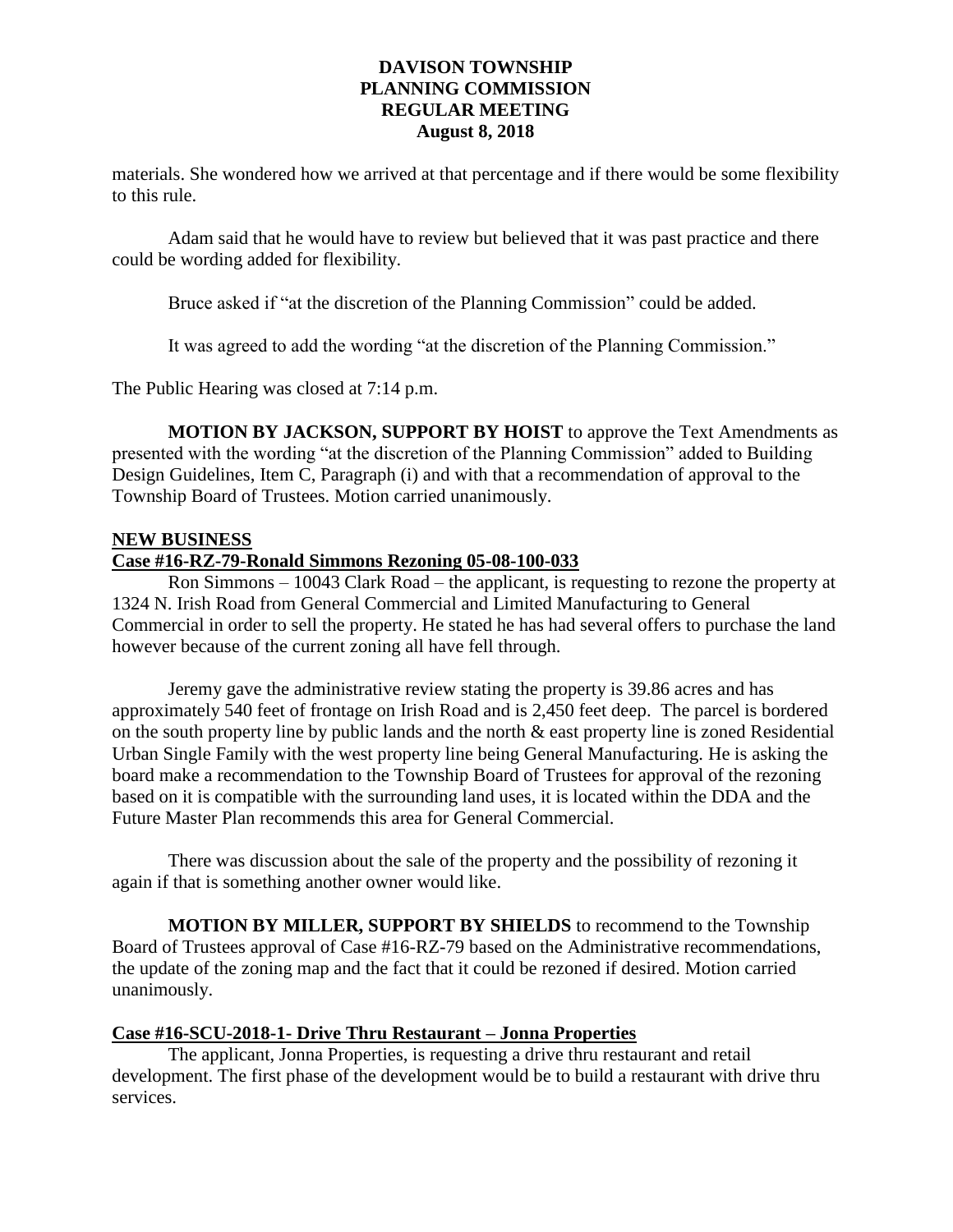materials. She wondered how we arrived at that percentage and if there would be some flexibility to this rule.

Adam said that he would have to review but believed that it was past practice and there could be wording added for flexibility.

Bruce asked if "at the discretion of the Planning Commission" could be added.

It was agreed to add the wording "at the discretion of the Planning Commission."

The Public Hearing was closed at 7:14 p.m.

**MOTION BY JACKSON, SUPPORT BY HOIST** to approve the Text Amendments as presented with the wording "at the discretion of the Planning Commission" added to Building Design Guidelines, Item C, Paragraph (i) and with that a recommendation of approval to the Township Board of Trustees. Motion carried unanimously.

## NEW BUSINESS

### Case #16-RZ-79-Ronald Simmons Rezoning 05-08-100-033

Ron Simmons – 10043 Clark Road – the applicant, is requesting to rezone the property at 1324 N. Irish Road from General Commercial and Limited Manufacturing to General Commercial in order to sell the property. He stated he has had several offers to purchase the land however because of the current zoning all have fell through.

Jeremy gave the administrative review stating the property is 39.86 acres and has approximately 540 feet of frontage on Irish Road and is 2,450 feet deep. The parcel is bordered on the south property line by public lands and the north & east property line is zoned Residential Urban Single Family with the west property line being General Manufacturing. He is asking the board make a recommendation to the Township Board of Trustees for approval of the rezoning based on it is compatible with the surrounding land uses, it is located within the DDA and the Future Master Plan recommends this area for General Commercial.

There was discussion about the sale of the property and the possibility of rezoning it again if that is something another owner would like.

**MOTION BY MILLER, SUPPORT BY SHIELDS** to recommend to the Township Board of Trustees approval of Case #16-RZ-79 based on the Administrative recommendations, the update of the zoning map and the fact that it could be rezoned if desired. Motion carried unanimously.

### Case #16-SCU-2018-1- Drive Thru Restaurant – Jonna Properties

The applicant, Jonna Properties, is requesting a drive thru restaurant and retail development. The first phase of the development would be to build a restaurant with drive thru services.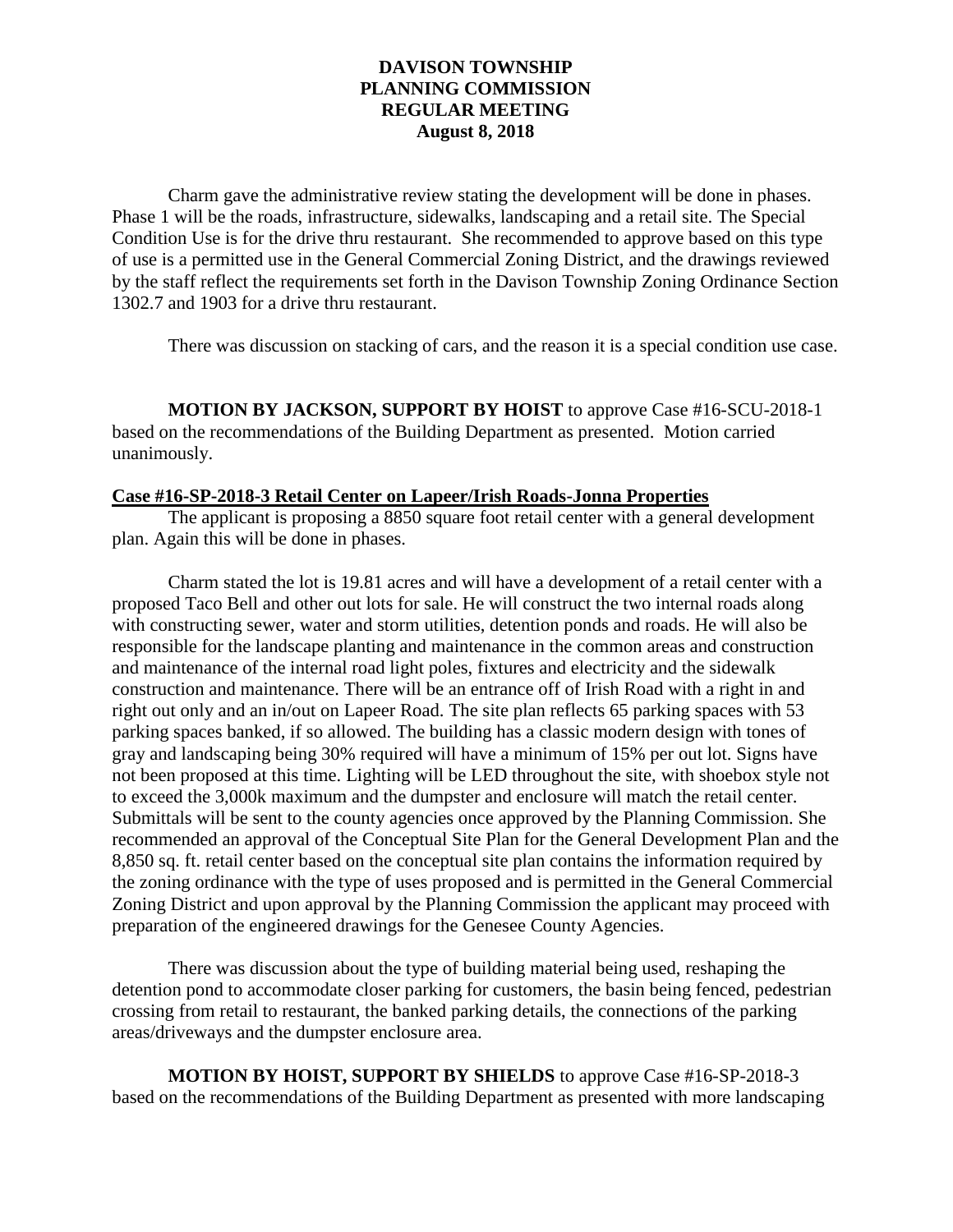**DAVISON TOWNSHIP**
**PLANNING COMMISSION**
**REGULAR MEETING**
**August 8, 2018**

Charm gave the administrative review stating the development will be done in phases. Phase 1 will be the roads, infrastructure, sidewalks, landscaping and a retail site. The Special Condition Use is for the drive thru restaurant. She recommended to approve based on this type of use is a permitted use in the General Commercial Zoning District, and the drawings reviewed by the staff reflect the requirements set forth in the Davison Township Zoning Ordinance Section 1302.7 and 1903 for a drive thru restaurant.

There was discussion on stacking of cars, and the reason it is a special condition use case.

**MOTION BY JACKSON, SUPPORT BY HOIST** to approve Case #16-SCU-2018-1 based on the recommendations of the Building Department as presented. Motion carried unanimously.

**Case #16-SP-2018-3 Retail Center on Lapeer/Irish Roads-Jonna Properties**

The applicant is proposing a 8850 square foot retail center with a general development plan. Again this will be done in phases.

Charm stated the lot is 19.81 acres and will have a development of a retail center with a proposed Taco Bell and other out lots for sale. He will construct the two internal roads along with constructing sewer, water and storm utilities, detention ponds and roads. He will also be responsible for the landscape planting and maintenance in the common areas and construction and maintenance of the internal road light poles, fixtures and electricity and the sidewalk construction and maintenance. There will be an entrance off of Irish Road with a right in and right out only and an in/out on Lapeer Road. The site plan reflects 65 parking spaces with 53 parking spaces banked, if so allowed. The building has a classic modern design with tones of gray and landscaping being 30% required will have a minimum of 15% per out lot. Signs have not been proposed at this time. Lighting will be LED throughout the site, with shoebox style not to exceed the 3,000k maximum and the dumpster and enclosure will match the retail center. Submittals will be sent to the county agencies once approved by the Planning Commission. She recommended an approval of the Conceptual Site Plan for the General Development Plan and the 8,850 sq. ft. retail center based on the conceptual site plan contains the information required by the zoning ordinance with the type of uses proposed and is permitted in the General Commercial Zoning District and upon approval by the Planning Commission the applicant may proceed with preparation of the engineered drawings for the Genesee County Agencies.

There was discussion about the type of building material being used, reshaping the detention pond to accommodate closer parking for customers, the basin being fenced, pedestrian crossing from retail to restaurant, the banked parking details, the connections of the parking areas/driveways and the dumpster enclosure area.

**MOTION BY HOIST, SUPPORT BY SHIELDS** to approve Case #16-SP-2018-3 based on the recommendations of the Building Department as presented with more landscaping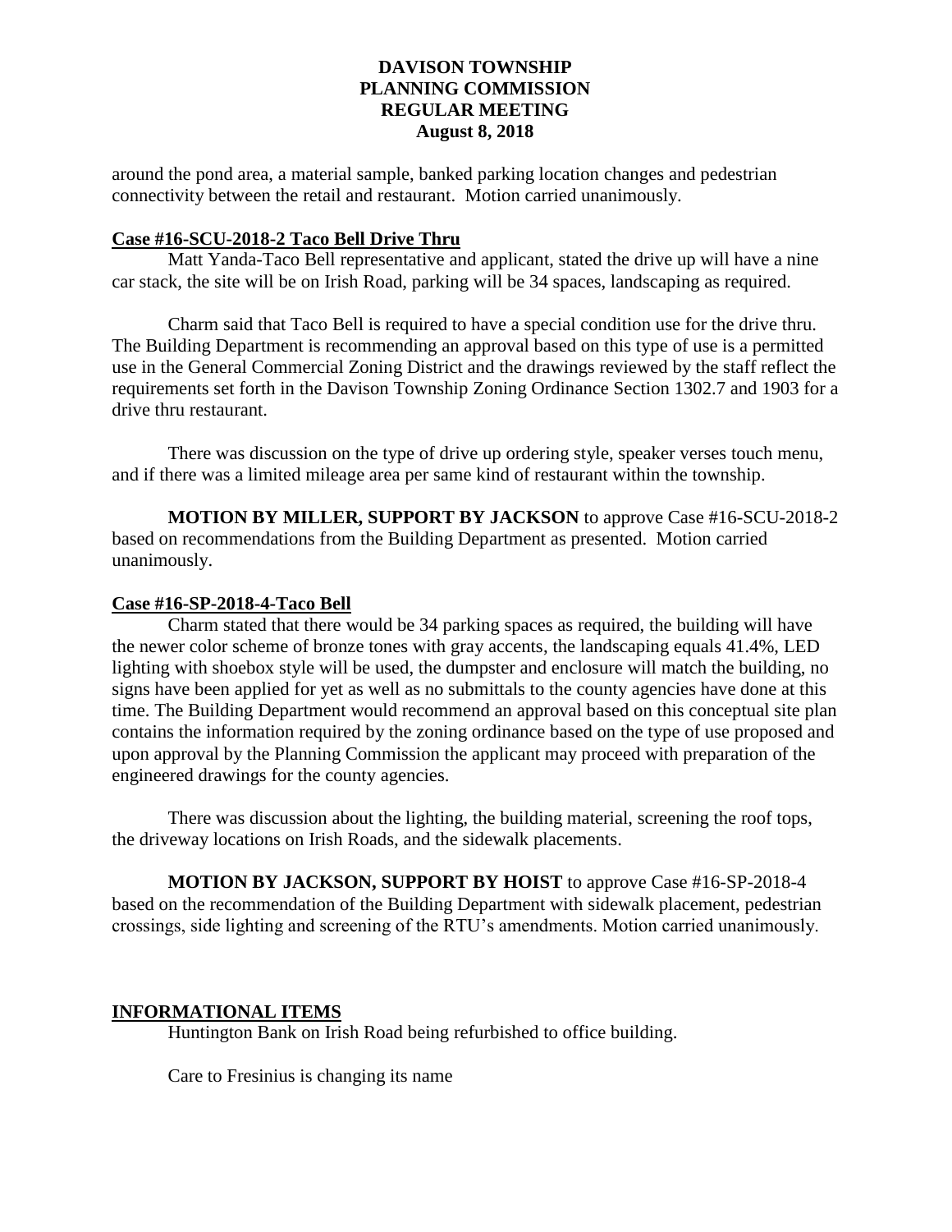around the pond area, a material sample, banked parking location changes and pedestrian connectivity between the retail and restaurant. Motion carried unanimously.

**Case #16-SCU-2018-2 Taco Bell Drive Thru**

Matt Yanda-Taco Bell representative and applicant, stated the drive up will have a nine car stack, the site will be on Irish Road, parking will be 34 spaces, landscaping as required.

Charm said that Taco Bell is required to have a special condition use for the drive thru. The Building Department is recommending an approval based on this type of use is a permitted use in the General Commercial Zoning District and the drawings reviewed by the staff reflect the requirements set forth in the Davison Township Zoning Ordinance Section 1302.7 and 1903 for a drive thru restaurant.

There was discussion on the type of drive up ordering style, speaker verses touch menu, and if there was a limited mileage area per same kind of restaurant within the township.

**MOTION BY MILLER, SUPPORT BY JACKSON** to approve Case #16-SCU-2018-2 based on recommendations from the Building Department as presented. Motion carried unanimously.

**Case #16-SP-2018-4-Taco Bell**

Charm stated that there would be 34 parking spaces as required, the building will have the newer color scheme of bronze tones with gray accents, the landscaping equals 41.4%, LED lighting with shoebox style will be used, the dumpster and enclosure will match the building, no signs have been applied for yet as well as no submittals to the county agencies have done at this time. The Building Department would recommend an approval based on this conceptual site plan contains the information required by the zoning ordinance based on the type of use proposed and upon approval by the Planning Commission the applicant may proceed with preparation of the engineered drawings for the county agencies.

There was discussion about the lighting, the building material, screening the roof tops, the driveway locations on Irish Roads, and the sidewalk placements.

**MOTION BY JACKSON, SUPPORT BY HOIST** to approve Case #16-SP-2018-4 based on the recommendation of the Building Department with sidewalk placement, pedestrian crossings, side lighting and screening of the RTU's amendments. Motion carried unanimously.

**INFORMATIONAL ITEMS**

Huntington Bank on Irish Road being refurbished to office building.

Care to Fresinius is changing its name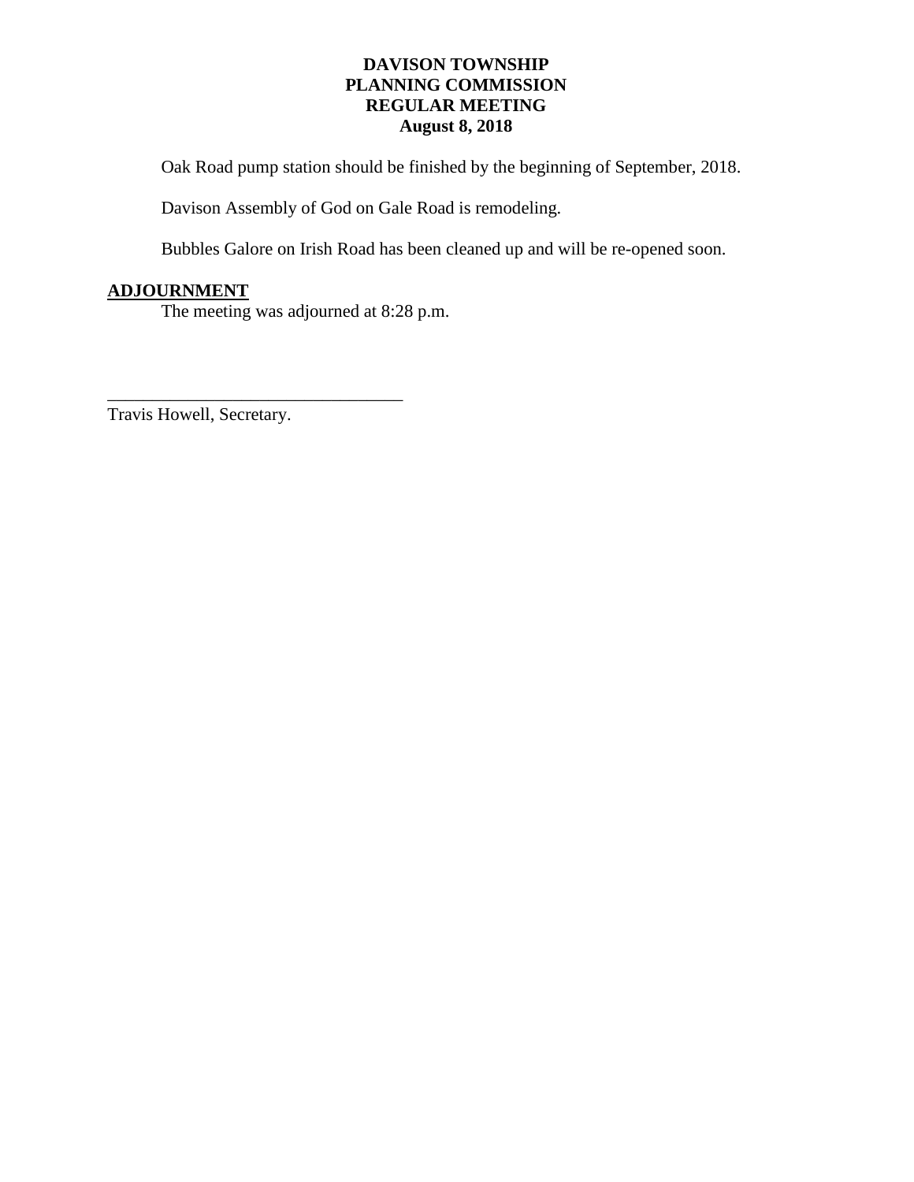Oak Road pump station should be finished by the beginning of September, 2018.

Davison Assembly of God on Gale Road is remodeling.

Bubbles Galore on Irish Road has been cleaned up and will be re-opened soon.

**ADJOURNMENT**

The meeting was adjourned at 8:28 p.m.

\_\_\_\_\_\_\_\_\_\_\_\_\_\_\_\_\_\_\_\_\_\_\_\_\_\_\_\_\_\_\_\_\_\_

Travis Howell, Secretary.